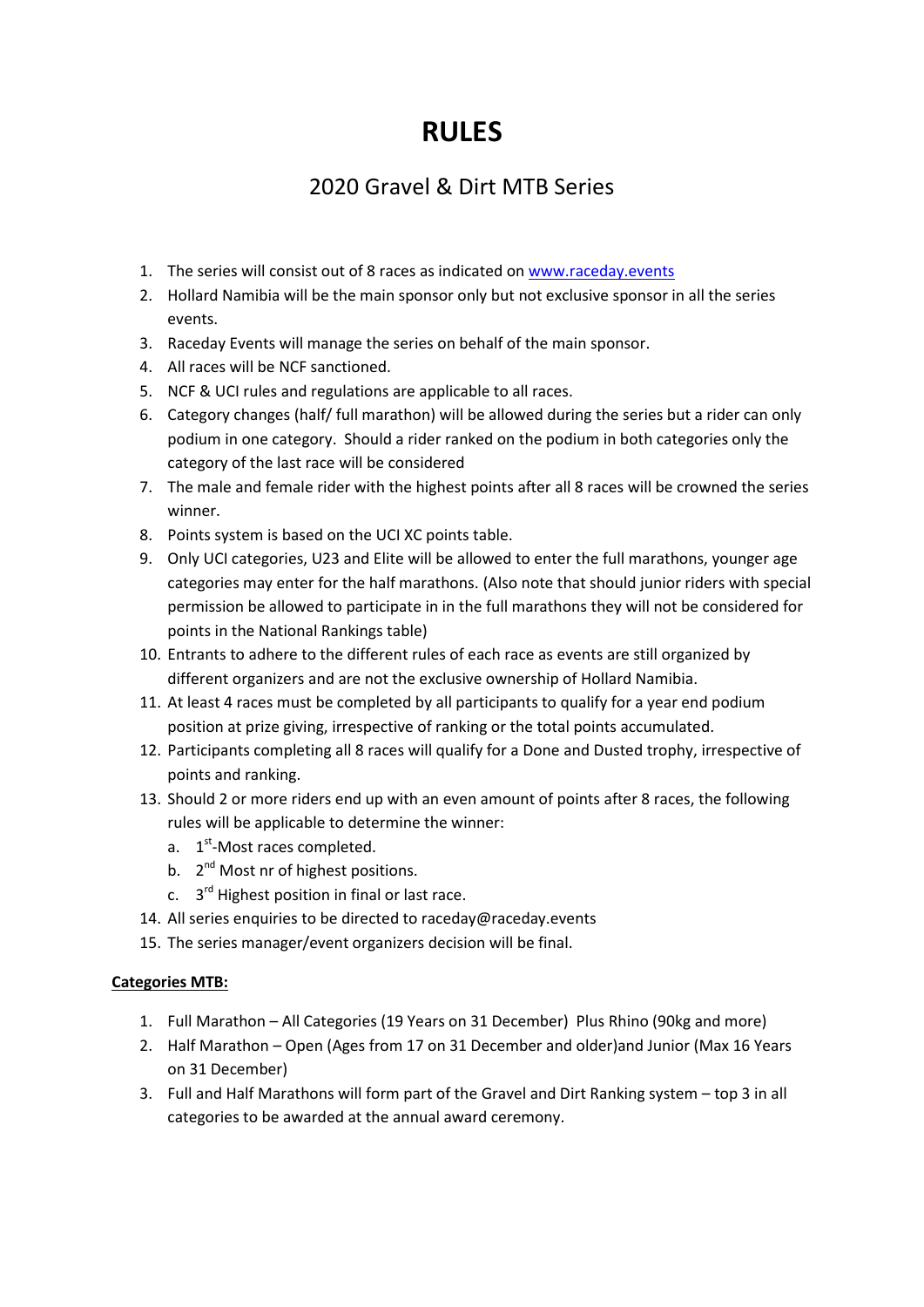# RULES

## 2020 Gravel & Dirt MTB Series

1. The series will consist out of 8 races as indicated on www.raceday.events
2. Hollard Namibia will be the main sponsor only but not exclusive sponsor in all the series events.
3. Raceday Events will manage the series on behalf of the main sponsor.
4. All races will be NCF sanctioned.
5. NCF & UCI rules and regulations are applicable to all races.
6. Category changes (half/ full marathon) will be allowed during the series but a rider can only podium in one category. Should a rider ranked on the podium in both categories only the category of the last race will be considered
7. The male and female rider with the highest points after all 8 races will be crowned the series winner.
8. Points system is based on the UCI XC points table.
9. Only UCI categories, U23 and Elite will be allowed to enter the full marathons, younger age categories may enter for the half marathons. (Also note that should junior riders with special permission be allowed to participate in in the full marathons they will not be considered for points in the National Rankings table)
10. Entrants to adhere to the different rules of each race as events are still organized by different organizers and are not the exclusive ownership of Hollard Namibia.
11. At least 4 races must be completed by all participants to qualify for a year end podium position at prize giving, irrespective of ranking or the total points accumulated.
12. Participants completing all 8 races will qualify for a Done and Dusted trophy, irrespective of points and ranking.
13. Should 2 or more riders end up with an even amount of points after 8 races, the following rules will be applicable to determine the winner:
    a. 1st-Most races completed.
    b. 2nd Most nr of highest positions.
    c. 3rd Highest position in final or last race.
14. All series enquiries to be directed to raceday@raceday.events
15. The series manager/event organizers decision will be final.

**Categories MTB:**

1. Full Marathon – All Categories (19 Years on 31 December) Plus Rhino (90kg and more)
2. Half Marathon – Open (Ages from 17 on 31 December and older)and Junior (Max 16 Years on 31 December)
3. Full and Half Marathons will form part of the Gravel and Dirt Ranking system – top 3 in all categories to be awarded at the annual award ceremony.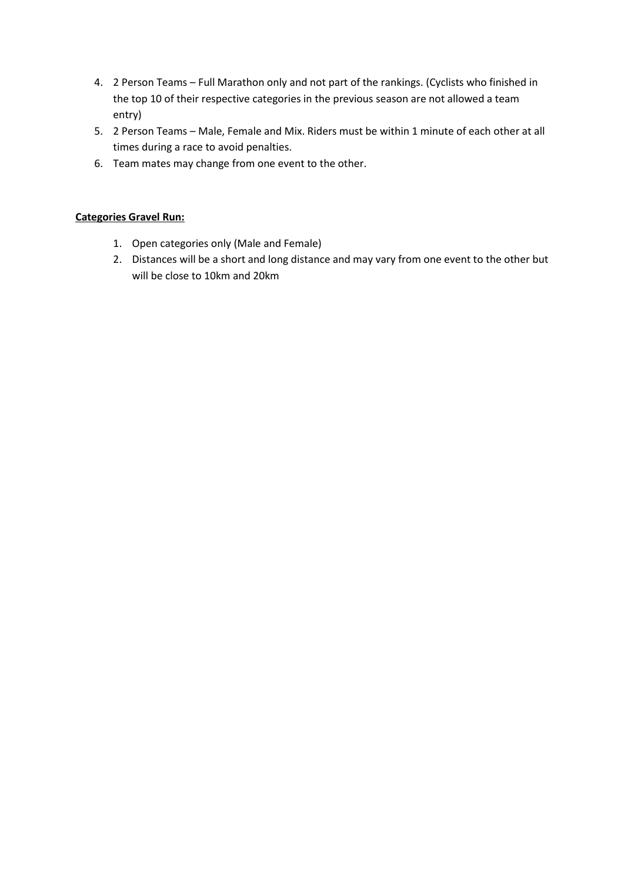4. 2 Person Teams – Full Marathon only and not part of the rankings. (Cyclists who finished in the top 10 of their respective categories in the previous season are not allowed a team entry)
5. 2 Person Teams – Male, Female and Mix. Riders must be within 1 minute of each other at all times during a race to avoid penalties.
6. Team mates may change from one event to the other.

**Categories Gravel Run:**

1. Open categories only (Male and Female)
2. Distances will be a short and long distance and may vary from one event to the other but will be close to 10km and 20km